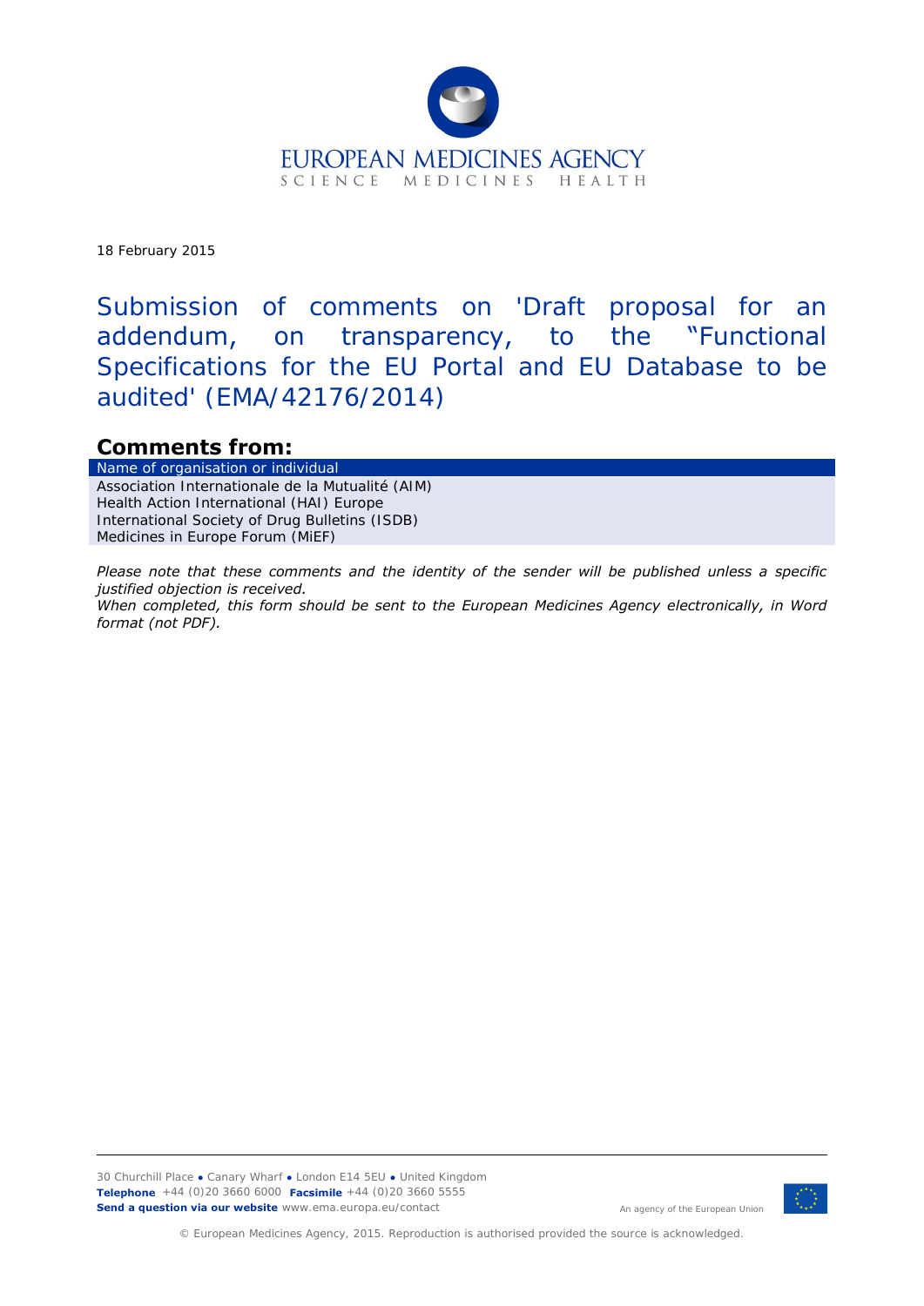18 February 2015

# Submission of comments on 'Draft proposal for an addendum, on transparency, to the "Functional Specifications for the EU Portal and EU Database to be audited' (EMA/42176/2014)

## Comments from:

| Name of organisation or individual |
| --- |
| Association Internationale de la Mutualité (AIM)<br>Health Action International (HAI) Europe<br>International Society of Drug Bulletins (ISDB)<br>Medicines in Europe Forum (MiEF) |

*Please note that these comments and the identity of the sender will be published unless a specific justified objection is received.*

*When completed, this form should be sent to the European Medicines Agency electronically, in Word format (not PDF).*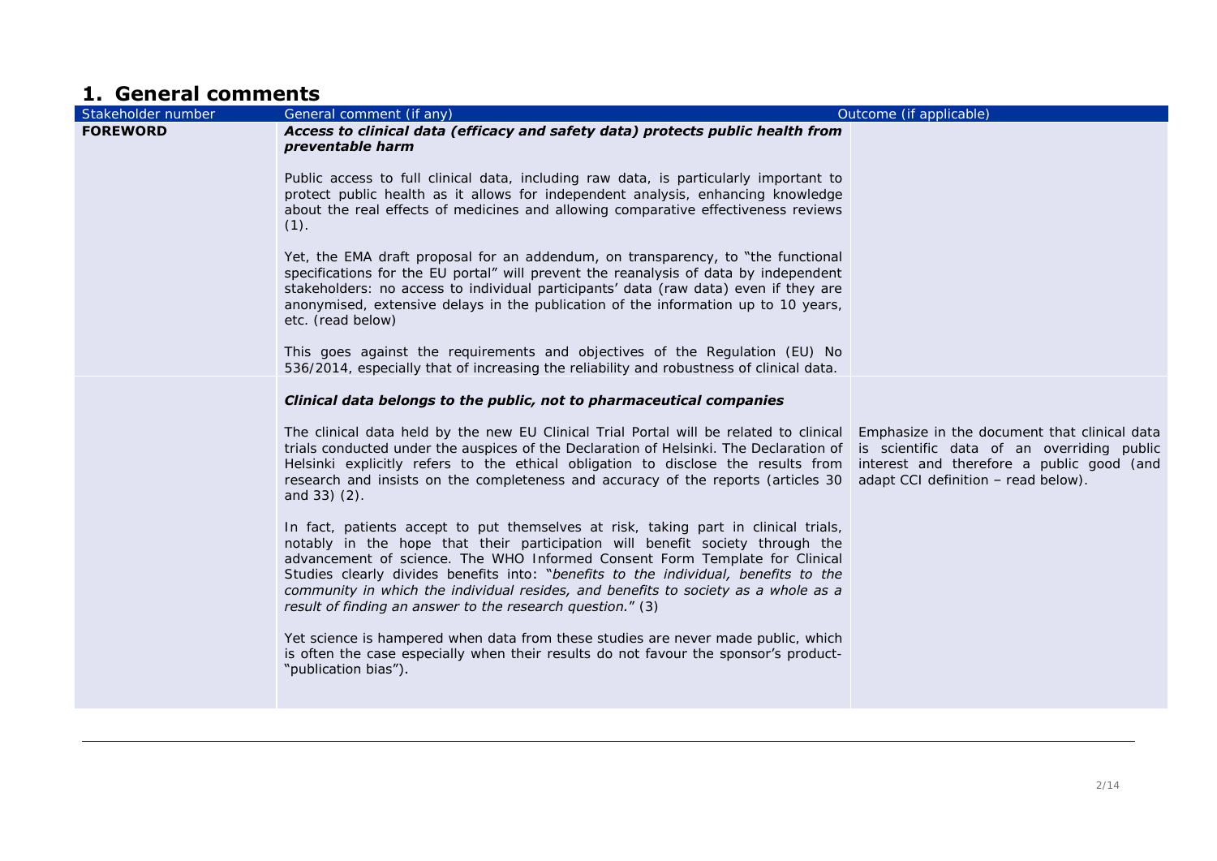# 1. General comments

| Stakeholder number | General comment (if any) | Outcome (if applicable) |
|---|---|---|
| **FOREWORD** | ***Access to clinical data (efficacy and safety data) protects public health from preventable harm***<br><br>Public access to full clinical data, including raw data, is particularly important to protect public health as it allows for independent analysis, enhancing knowledge about the real effects of medicines and allowing comparative effectiveness reviews (1).<br><br>Yet, the EMA draft proposal for an addendum, on transparency, to "the functional specifications for the EU portal" will prevent the reanalysis of data by independent stakeholders: no access to individual participants' data (raw data) even if they are anonymised, extensive delays in the publication of the information up to 10 years, etc. (read below)<br><br>This goes against the requirements and objectives of the Regulation (EU) No 536/2014, especially that of increasing the reliability and robustness of clinical data. | |
| | ***Clinical data belongs to the public, not to pharmaceutical companies***<br><br>The clinical data held by the new EU Clinical Trial Portal will be related to clinical trials conducted under the auspices of the Declaration of Helsinki. The Declaration of Helsinki explicitly refers to the ethical obligation to disclose the results from research and insists on the completeness and accuracy of the reports (articles 30 and 33) (2).<br><br>In fact, patients accept to put themselves at risk, taking part in clinical trials, notably in the hope that their participation will benefit society through the advancement of science. The WHO Informed Consent Form Template for Clinical Studies clearly divides benefits into: "*benefits to the individual, benefits to the community in which the individual resides, and benefits to society as a whole as a result of finding an answer to the research question.*" (3)<br><br>Yet science is hampered when data from these studies are never made public, which is often the case especially when their results do not favour the sponsor's product- "publication bias"). | Emphasize in the document that clinical data is scientific data of an overriding public interest and therefore a public good (and adapt CCI definition – read below). |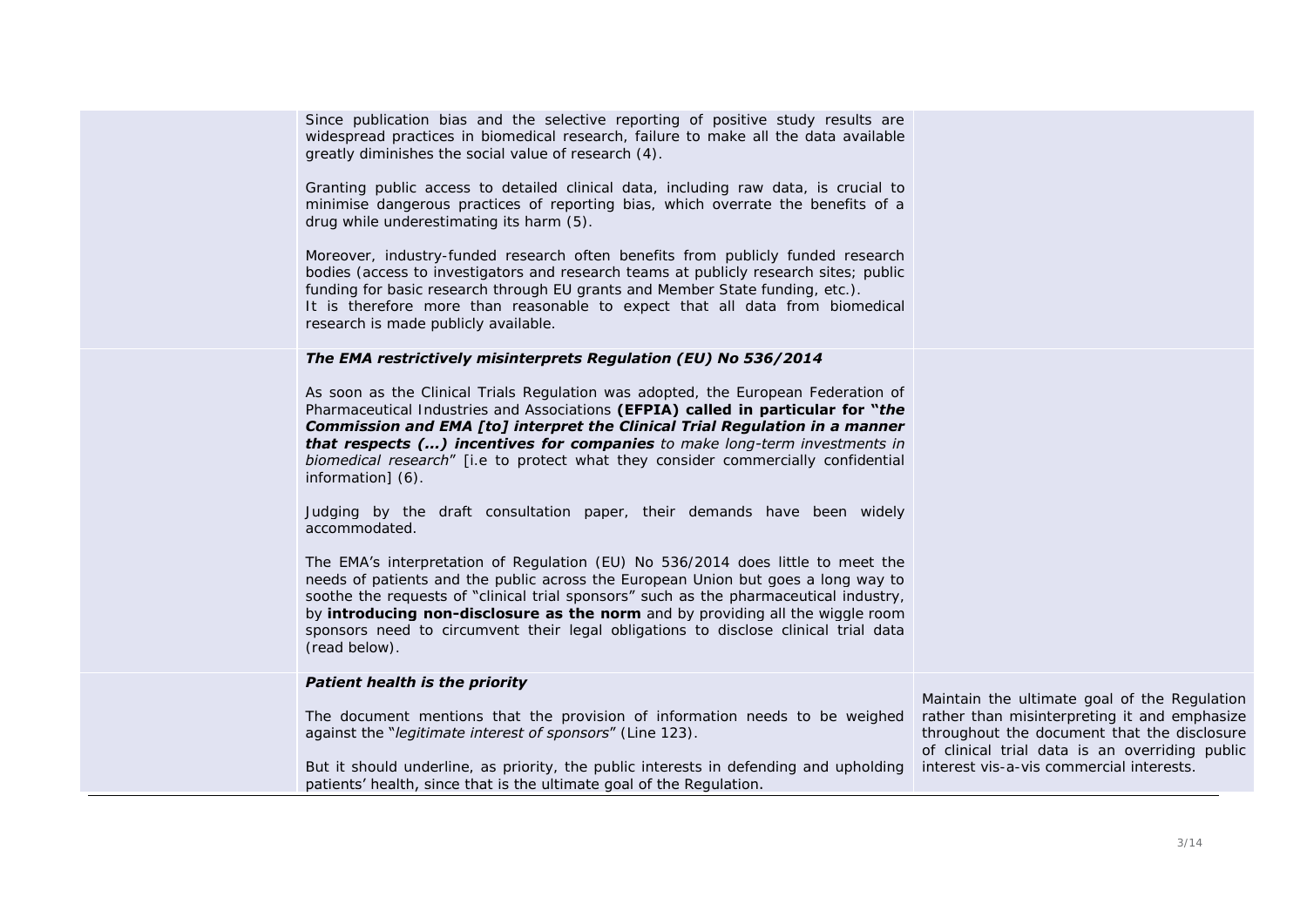| | | |
|---|---|---|
| | Since publication bias and the selective reporting of positive study results are widespread practices in biomedical research, failure to make all the data available greatly diminishes the social value of research (4).<br><br>Granting public access to detailed clinical data, including raw data, is crucial to minimise dangerous practices of reporting bias, which overrate the benefits of a drug while underestimating its harm (5).<br><br>Moreover, industry-funded research often benefits from publicly funded research bodies (access to investigators and research teams at publicly research sites; public funding for basic research through EU grants and Member State funding, etc.).<br>It is therefore more than reasonable to expect that all data from biomedical research is made publicly available. | |
| | ***The EMA restrictively misinterprets Regulation (EU) No 536/2014***<br><br>As soon as the Clinical Trials Regulation was adopted, the European Federation of Pharmaceutical Industries and Associations **(EFPIA) called in particular for "*the Commission and EMA [to] interpret the Clinical Trial Regulation in a manner that respects (...) incentives for companies*** *to make long-term investments in biomedical research*" [i.e to protect what they consider commercially confidential information] (6).<br><br>Judging by the draft consultation paper, their demands have been widely accommodated.<br><br>The EMA's interpretation of Regulation (EU) No 536/2014 does little to meet the needs of patients and the public across the European Union but goes a long way to soothe the requests of "clinical trial sponsors" such as the pharmaceutical industry, by **introducing non-disclosure as the norm** and by providing all the wiggle room sponsors need to circumvent their legal obligations to disclose clinical trial data (read below). | |
| | ***Patient health is the priority***<br><br>The document mentions that the provision of information needs to be weighed against the "*legitimate interest of sponsors*" (Line 123).<br><br>But it should underline, as priority, the public interests in defending and upholding patients' health, since that is the ultimate goal of the Regulation. | Maintain the ultimate goal of the Regulation rather than misinterpreting it and emphasize throughout the document that the disclosure of clinical trial data is an overriding public interest vis-a-vis commercial interests. |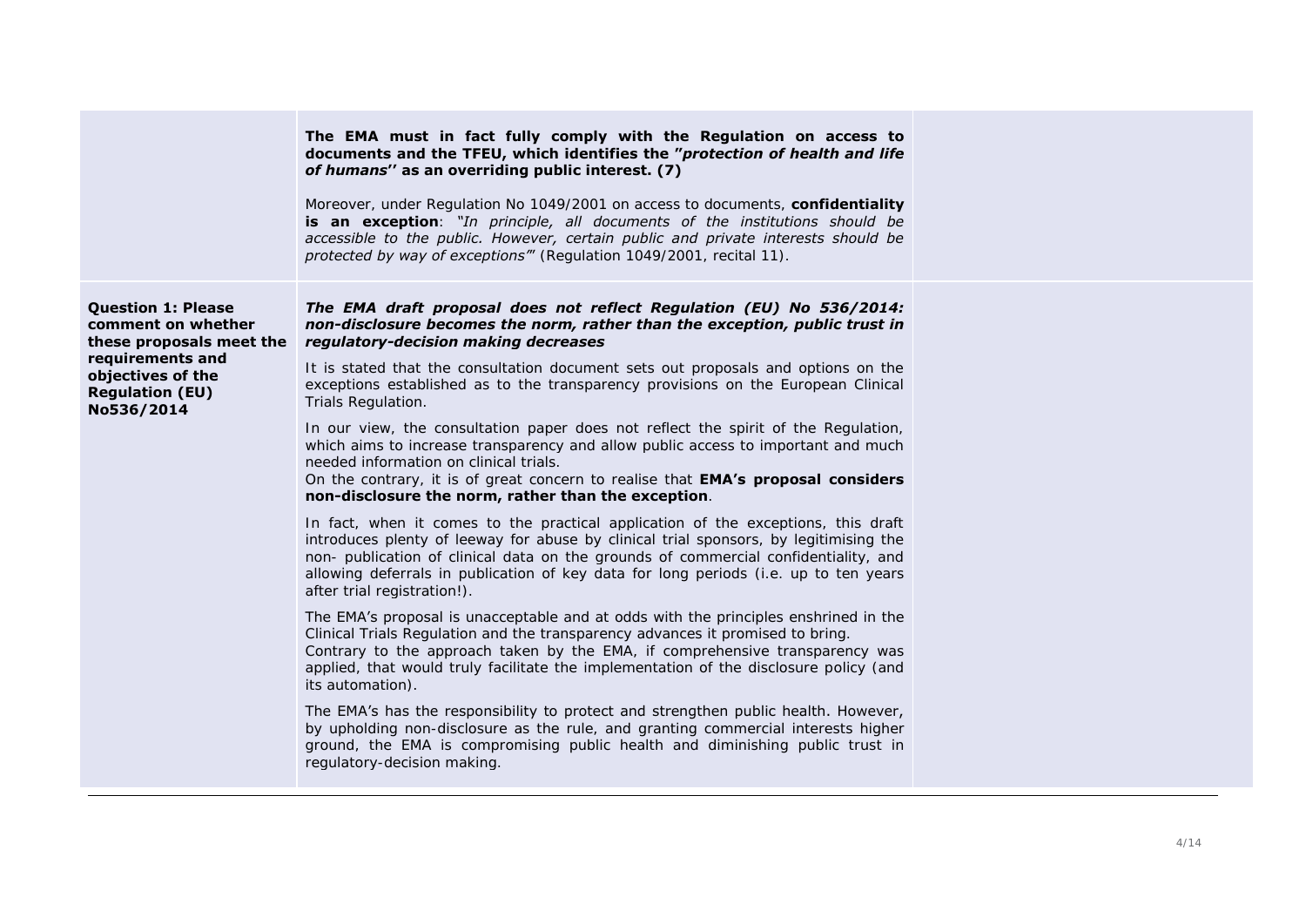| | | |
|---|---|---|
| | **The EMA must in fact fully comply with the Regulation on access to documents and the TFEU, which identifies the "*protection of health and life of humans*'' as an overriding public interest. (7)**<br><br>Moreover, under Regulation No 1049/2001 on access to documents, **confidentiality is an exception**: *"In principle, all documents of the institutions should be accessible to the public. However, certain public and private interests should be protected by way of exceptions"*' (Regulation 1049/2001, recital 11). | |
| **Question 1: Please comment on whether these proposals meet the requirements and objectives of the Regulation (EU) No536/2014** | ***The EMA draft proposal does not reflect Regulation (EU) No 536/2014: non-disclosure becomes the norm, rather than the exception, public trust in regulatory-decision making decreases***<br><br>It is stated that the consultation document sets out proposals and options on the exceptions established as to the transparency provisions on the European Clinical Trials Regulation.<br><br>In our view, the consultation paper does not reflect the spirit of the Regulation, which aims to increase transparency and allow public access to important and much needed information on clinical trials.<br>On the contrary, it is of great concern to realise that **EMA's proposal considers non-disclosure the norm, rather than the exception**.<br><br>In fact, when it comes to the practical application of the exceptions, this draft introduces plenty of leeway for abuse by clinical trial sponsors, by legitimising the non- publication of clinical data on the grounds of commercial confidentiality, and allowing deferrals in publication of key data for long periods (i.e. up to ten years after trial registration!).<br><br>The EMA's proposal is unacceptable and at odds with the principles enshrined in the Clinical Trials Regulation and the transparency advances it promised to bring.<br>Contrary to the approach taken by the EMA, if comprehensive transparency was applied, that would truly facilitate the implementation of the disclosure policy (and its automation).<br><br>The EMA's has the responsibility to protect and strengthen public health. However, by upholding non-disclosure as the rule, and granting commercial interests higher ground, the EMA is compromising public health and diminishing public trust in regulatory-decision making. | |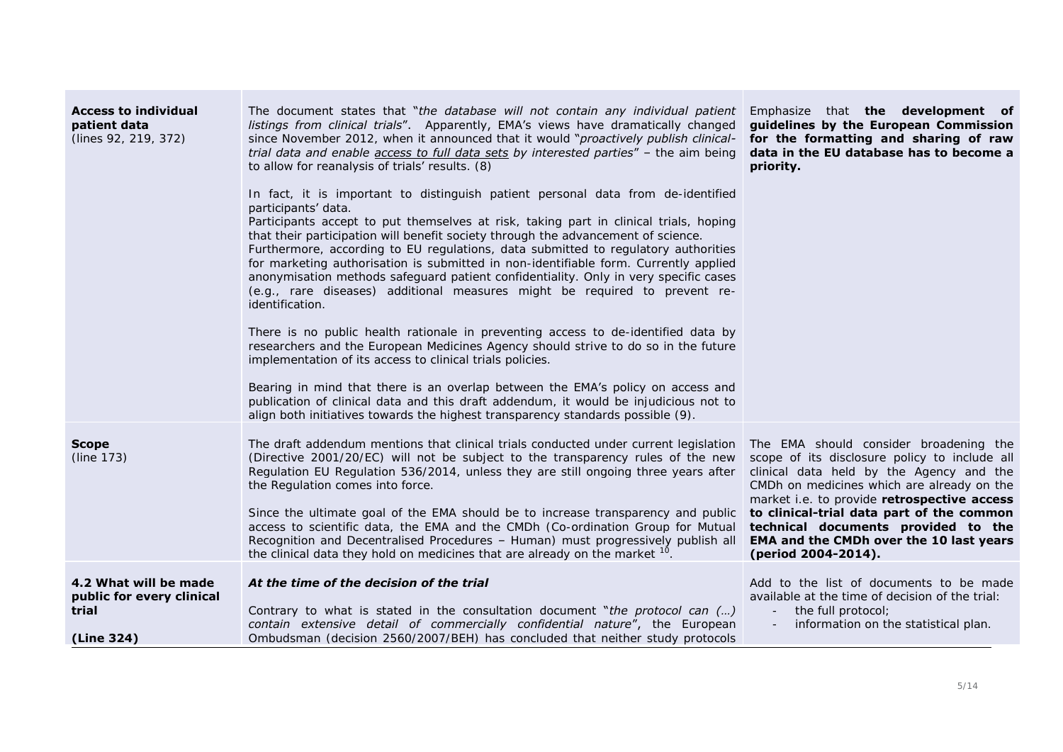| | | |
|---|---|---|
| **Access to individual patient data** (lines 92, 219, 372) | The document states that "*the database will not contain any individual patient listings from clinical trials*". Apparently, EMA's views have dramatically changed since November 2012, when it announced that it would "*proactively publish clinical-trial data and enable* <u>*access to full data sets*</u> *by interested parties*" – the aim being to allow for reanalysis of trials' results. (8)<br><br>In fact, it is important to distinguish patient personal data from de-identified participants' data.<br>Participants accept to put themselves at risk, taking part in clinical trials, hoping that their participation will benefit society through the advancement of science.<br>Furthermore, according to EU regulations, data submitted to regulatory authorities for marketing authorisation is submitted in non-identifiable form. Currently applied anonymisation methods safeguard patient confidentiality. Only in very specific cases (e.g., rare diseases) additional measures might be required to prevent re-identification.<br><br>There is no public health rationale in preventing access to de-identified data by researchers and the European Medicines Agency should strive to do so in the future implementation of its access to clinical trials policies.<br><br>Bearing in mind that there is an overlap between the EMA's policy on access and publication of clinical data and this draft addendum, it would be injudicious not to align both initiatives towards the highest transparency standards possible (9). | Emphasize that **the development of guidelines by the European Commission for the formatting and sharing of raw data in the EU database has to become a priority.** |
| **Scope** (line 173) | The draft addendum mentions that clinical trials conducted under current legislation (Directive 2001/20/EC) will not be subject to the transparency rules of the new Regulation EU Regulation 536/2014, unless they are still ongoing three years after the Regulation comes into force.<br><br>Since the ultimate goal of the EMA should be to increase transparency and public access to scientific data, the EMA and the CMDh (Co-ordination Group for Mutual Recognition and Decentralised Procedures – Human) must progressively publish all the clinical data they hold on medicines that are already on the market [10]. | The EMA should consider broadening the scope of its disclosure policy to include all clinical data held by the Agency and the CMDh on medicines which are already on the market i.e. to provide **retrospective access to clinical-trial data part of the common technical documents provided to the EMA and the CMDh over the 10 last years (period 2004-2014).** |
| **4.2 What will be made public for every clinical trial**<br><br>**(Line 324)** | ***At the time of the decision of the trial***<br><br>Contrary to what is stated in the consultation document "*the protocol can (…) contain extensive detail of commercially confidential nature*", the European Ombudsman (decision 2560/2007/BEH) has concluded that neither study protocols | Add to the list of documents to be made available at the time of decision of the trial:<br>- the full protocol;<br>- information on the statistical plan. |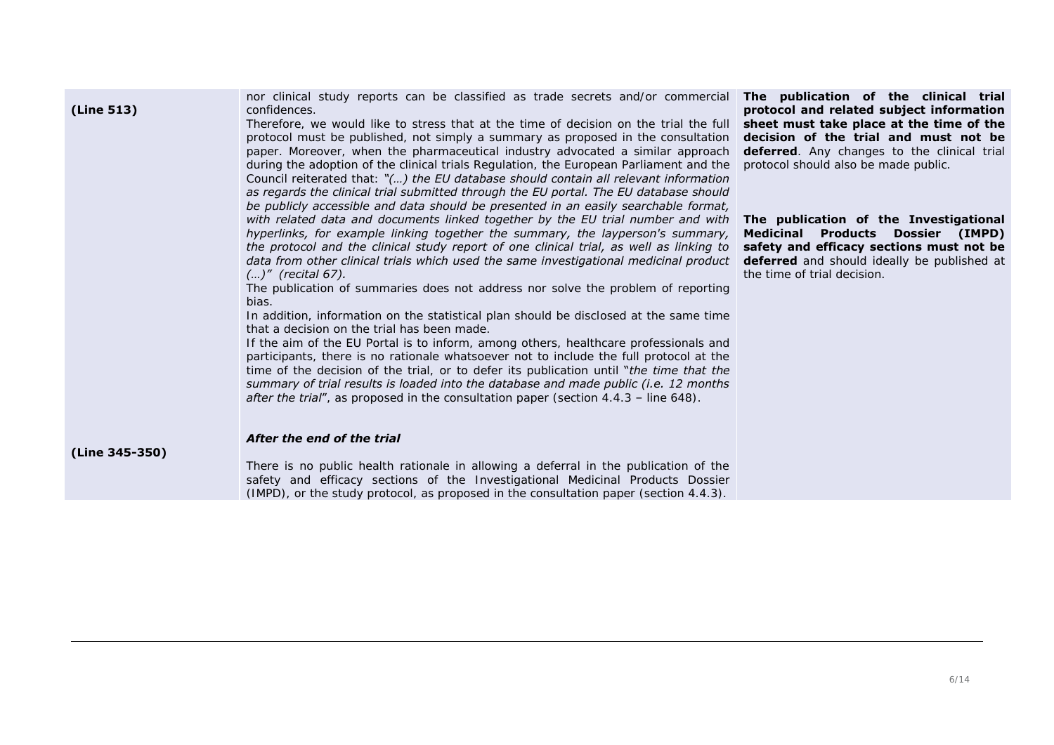| | | |
|---|---|---|
| **(Line 513)** | nor clinical study reports can be classified as trade secrets and/or commercial confidences.<br>Therefore, we would like to stress that at the time of decision on the trial the full protocol must be published, not simply a summary as proposed in the consultation paper. Moreover, when the pharmaceutical industry advocated a similar approach during the adoption of the clinical trials Regulation, the European Parliament and the Council reiterated that: *"(…) the EU database should contain all relevant information as regards the clinical trial submitted through the EU portal. The EU database should be publicly accessible and data should be presented in an easily searchable format, with related data and documents linked together by the EU trial number and with hyperlinks, for example linking together the summary, the layperson's summary, the protocol and the clinical study report of one clinical trial, as well as linking to data from other clinical trials which used the same investigational medicinal product (…)" (recital 67).*<br>The publication of summaries does not address nor solve the problem of reporting bias.<br>In addition, information on the statistical plan should be disclosed at the same time that a decision on the trial has been made.<br>If the aim of the EU Portal is to inform, among others, healthcare professionals and participants, there is no rationale whatsoever not to include the full protocol at the time of the decision of the trial, or to defer its publication until "*the time that the summary of trial results is loaded into the database and made public (i.e. 12 months after the trial*", as proposed in the consultation paper (section 4.4.3 – line 648). | **The publication of the clinical trial protocol and related subject information sheet must take place at the time of the decision of the trial and must not be deferred**. Any changes to the clinical trial protocol should also be made public. |
| **(Line 345-350)** | ***After the end of the trial***<br><br>There is no public health rationale in allowing a deferral in the publication of the safety and efficacy sections of the Investigational Medicinal Products Dossier (IMPD), or the study protocol, as proposed in the consultation paper (section 4.4.3). | **The publication of the Investigational Medicinal Products Dossier (IMPD) safety and efficacy sections must not be deferred** and should ideally be published at the time of trial decision. |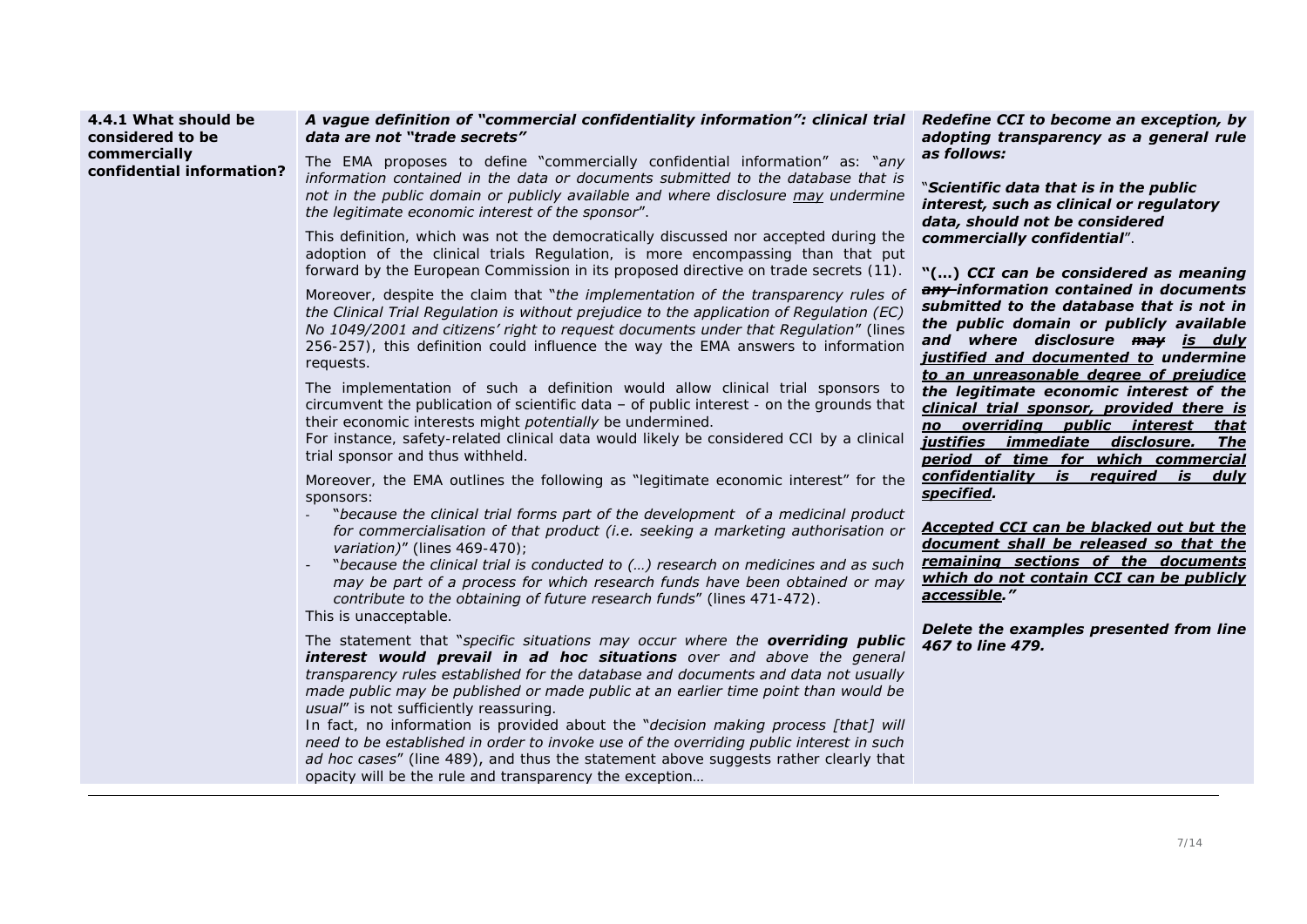| **4.4.1 What should be considered to be commercially confidential information?** | ***A vague definition of "commercial confidentiality information": clinical trial data are not "trade secrets"*** <br><br> The EMA proposes to define "commercially confidential information" as: "*any information contained in the data or documents submitted to the database that is not in the public domain or publicly available and where disclosure <u>may</u> undermine the legitimate economic interest of the sponsor*". <br><br> This definition, which was not the democratically discussed nor accepted during the adoption of the clinical trials Regulation, is more encompassing than that put forward by the European Commission in its proposed directive on trade secrets (11). <br><br> Moreover, despite the claim that "*the implementation of the transparency rules of the Clinical Trial Regulation is without prejudice to the application of Regulation (EC) No 1049/2001 and citizens' right to request documents under that Regulation*" (lines 256-257), this definition could influence the way the EMA answers to information requests. <br><br> The implementation of such a definition would allow clinical trial sponsors to circumvent the publication of scientific data – of public interest - on the grounds that their economic interests might *potentially* be undermined. <br> For instance, safety-related clinical data would likely be considered CCI by a clinical trial sponsor and thus withheld. <br><br> Moreover, the EMA outlines the following as "legitimate economic interest" for the sponsors: <br> - "*because the clinical trial forms part of the development of a medicinal product for commercialisation of that product (i.e. seeking a marketing authorisation or variation)*" (lines 469-470); <br> - "*because the clinical trial is conducted to (…) research on medicines and as such may be part of a process for which research funds have been obtained or may contribute to the obtaining of future research funds*" (lines 471-472). <br> This is unacceptable. <br><br> The statement that "*specific situations may occur where the **overriding public interest would prevail in ad hoc situations** over and above the general transparency rules established for the database and documents and data not usually made public may be published or made public at an earlier time point than would be usual*" is not sufficiently reassuring. <br> In fact, no information is provided about the "*decision making process [that] will need to be established in order to invoke use of the overriding public interest in such ad hoc cases*" (line 489), and thus the statement above suggests rather clearly that opacity will be the rule and transparency the exception… | ***Redefine CCI to become an exception, by adopting transparency as a general rule as follows:*** <br><br> "***Scientific data that is in the public interest, such as clinical or regulatory data, should not be considered commercially confidential***". <br><br> ***"(…) CCI can be considered as meaning ~~any~~ information contained in documents submitted to the database that is not in the public domain or publicly available and where disclosure ~~may~~ <u>is duly justified and documented to</u> undermine <u>to an unreasonable degree of prejudice</u> the legitimate economic interest of the <u>clinical trial sponsor, provided there is no overriding public interest that justifies immediate disclosure. The period of time for which commercial confidentiality is required is duly specified</u>.*** <br><br> ***<u>Accepted CCI can be blacked out but the document shall be released so that the remaining sections of the documents which do not contain CCI can be publicly accessible</u>."*** <br><br> ***Delete the examples presented from line 467 to line 479.*** |
|---|---|---|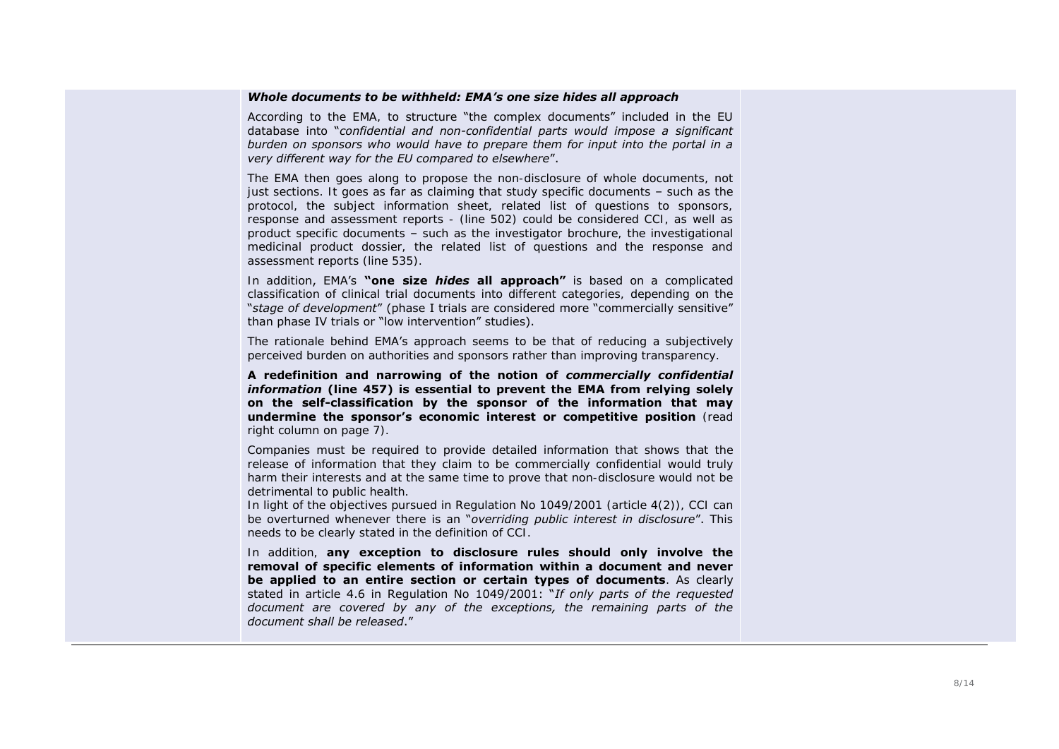***Whole documents to be withheld: EMA's one size hides all approach***

According to the EMA, to structure "the complex documents" included in the EU database into "*confidential and non-confidential parts would impose a significant burden on sponsors who would have to prepare them for input into the portal in a very different way for the EU compared to elsewhere*".

The EMA then goes along to propose the non-disclosure of whole documents, not just sections. It goes as far as claiming that study specific documents – such as the protocol, the subject information sheet, related list of questions to sponsors, response and assessment reports - (line 502) could be considered CCI, as well as product specific documents – such as the investigator brochure, the investigational medicinal product dossier, the related list of questions and the response and assessment reports (line 535).

In addition, EMA's **"one size *hides* all approach"** is based on a complicated classification of clinical trial documents into different categories, depending on the "*stage of development*" (phase I trials are considered more "commercially sensitive" than phase IV trials or "low intervention" studies).

The rationale behind EMA's approach seems to be that of reducing a subjectively perceived burden on authorities and sponsors rather than improving transparency.

**A redefinition and narrowing of the notion of *commercially confidential information* (line 457) is essential to prevent the EMA from relying solely on the self-classification by the sponsor of the information that may undermine the sponsor's economic interest or competitive position** (read right column on page 7).

Companies must be required to provide detailed information that shows that the release of information that they claim to be commercially confidential would truly harm their interests and at the same time to prove that non-disclosure would not be detrimental to public health.
In light of the objectives pursued in Regulation No 1049/2001 (article 4(2)), CCI can be overturned whenever there is an "*overriding public interest in disclosure*". This needs to be clearly stated in the definition of CCI.

In addition, **any exception to disclosure rules should only involve the removal of specific elements of information within a document and never be applied to an entire section or certain types of documents**. As clearly stated in article 4.6 in Regulation No 1049/2001: "*If only parts of the requested document are covered by any of the exceptions, the remaining parts of the document shall be released*."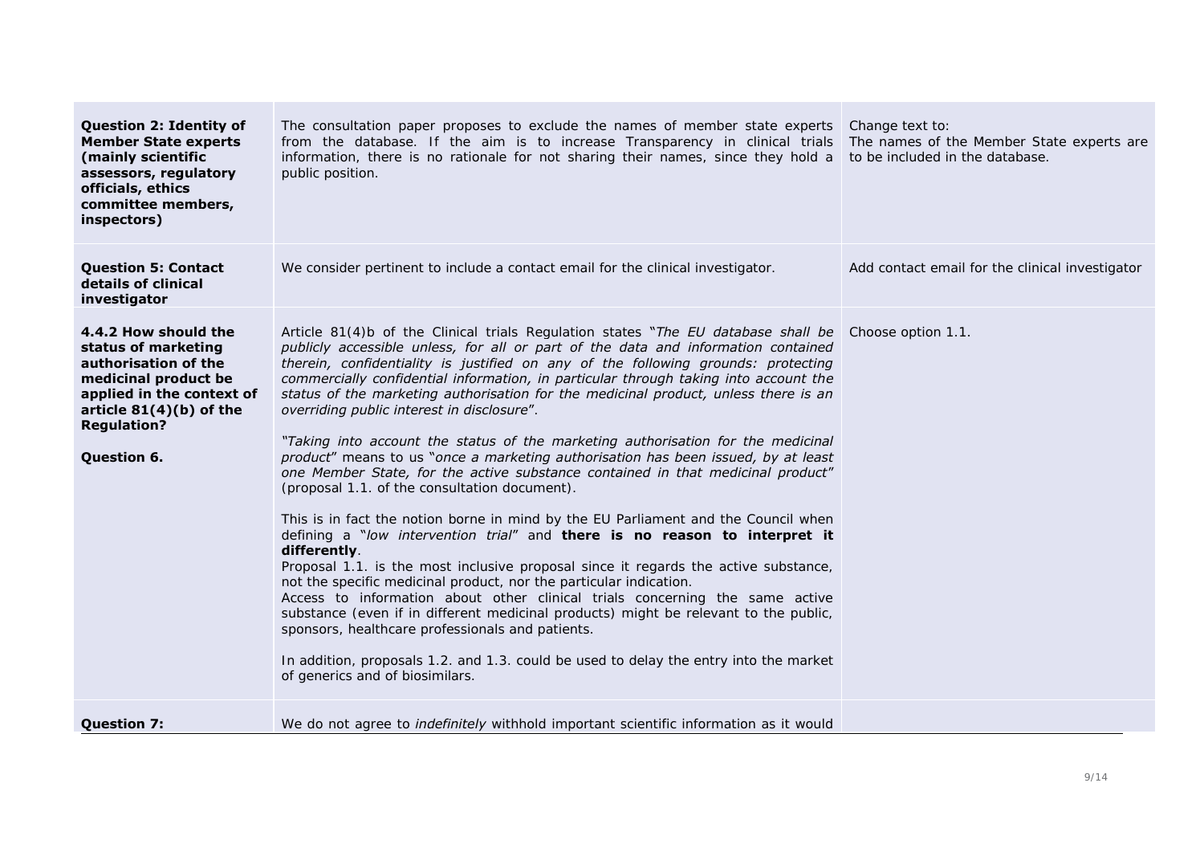| | | |
|---|---|---|
| **Question 2: Identity of Member State experts (mainly scientific assessors, regulatory officials, ethics committee members, inspectors)** | The consultation paper proposes to exclude the names of member state experts from the database. If the aim is to increase Transparency in clinical trials information, there is no rationale for not sharing their names, since they hold a public position. | Change text to:<br>The names of the Member State experts are to be included in the database. |
| **Question 5: Contact details of clinical investigator** | We consider pertinent to include a contact email for the clinical investigator. | Add contact email for the clinical investigator |
| **4.4.2 How should the status of marketing authorisation of the medicinal product be applied in the context of article 81(4)(b) of the Regulation?**<br><br>**Question 6.** | Article 81(4)b of the Clinical trials Regulation states "*The EU database shall be publicly accessible unless, for all or part of the data and information contained therein, confidentiality is justified on any of the following grounds: protecting commercially confidential information, in particular through taking into account the status of the marketing authorisation for the medicinal product, unless there is an overriding public interest in disclosure*".<br><br>"*Taking into account the status of the marketing authorisation for the medicinal product*" means to us "*once a marketing authorisation has been issued, by at least one Member State, for the active substance contained in that medicinal product*" (proposal 1.1. of the consultation document).<br><br>This is in fact the notion borne in mind by the EU Parliament and the Council when defining a "*low intervention trial*" and **there is no reason to interpret it differently**.<br>Proposal 1.1. is the most inclusive proposal since it regards the active substance, not the specific medicinal product, nor the particular indication.<br>Access to information about other clinical trials concerning the same active substance (even if in different medicinal products) might be relevant to the public, sponsors, healthcare professionals and patients.<br><br>In addition, proposals 1.2. and 1.3. could be used to delay the entry into the market of generics and of biosimilars. | Choose option 1.1. |
| **Question 7:** | We do not agree to *indefinitely* withhold important scientific information as it would | |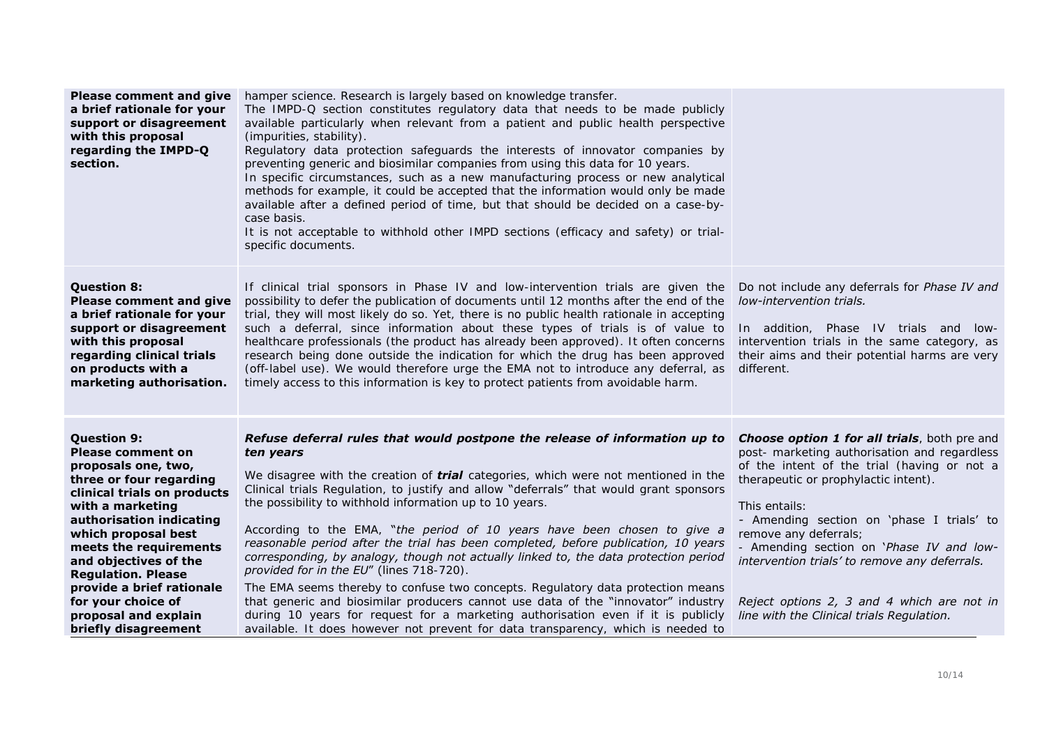| | | |
|---|---|---|
| **Please comment and give a brief rationale for your support or disagreement with this proposal regarding the IMPD-Q section.** | hamper science. Research is largely based on knowledge transfer.<br>The IMPD-Q section constitutes regulatory data that needs to be made publicly available particularly when relevant from a patient and public health perspective (impurities, stability).<br>Regulatory data protection safeguards the interests of innovator companies by preventing generic and biosimilar companies from using this data for 10 years.<br>In specific circumstances, such as a new manufacturing process or new analytical methods for example, it could be accepted that the information would only be made available after a defined period of time, but that should be decided on a case-by-case basis.<br>It is not acceptable to withhold other IMPD sections (efficacy and safety) or trial-specific documents. | |
| **Question 8:**<br>**Please comment and give a brief rationale for your support or disagreement with this proposal regarding clinical trials on products with a marketing authorisation.** | If clinical trial sponsors in Phase IV and low-intervention trials are given the possibility to defer the publication of documents until 12 months after the end of the trial, they will most likely do so. Yet, there is no public health rationale in accepting such a deferral, since information about these types of trials is of value to healthcare professionals (the product has already been approved). It often concerns research being done outside the indication for which the drug has been approved (off-label use). We would therefore urge the EMA not to introduce any deferral, as timely access to this information is key to protect patients from avoidable harm. | Do not include any deferrals for *Phase IV and low-intervention trials.*<br><br>In addition, Phase IV trials and low-intervention trials in the same category, as their aims and their potential harms are very different. |
| **Question 9:**<br>**Please comment on proposals one, two, three or four regarding clinical trials on products with a marketing authorisation indicating which proposal best meets the requirements and objectives of the Regulation. Please provide a brief rationale for your choice of proposal and explain briefly disagreement** | ***Refuse deferral rules that would postpone the release of information up to ten years***<br><br>We disagree with the creation of ***trial*** categories, which were not mentioned in the Clinical trials Regulation, to justify and allow "deferrals" that would grant sponsors the possibility to withhold information up to 10 years.<br><br>According to the EMA, "*the period of 10 years have been chosen to give a reasonable period after the trial has been completed, before publication, 10 years corresponding, by analogy, though not actually linked to, the data protection period provided for in the EU*" (lines 718-720).<br><br>The EMA seems thereby to confuse two concepts. Regulatory data protection means that generic and biosimilar producers cannot use data of the "innovator" industry during 10 years for request for a marketing authorisation even if it is publicly available. It does however not prevent for data transparency, which is needed to | ***Choose option 1 for all trials***, both pre and post- marketing authorisation and regardless of the intent of the trial (having or not a therapeutic or prophylactic intent).<br><br>This entails:<br>- Amending section on 'phase I trials' to remove any deferrals;<br>- Amending section on '*Phase IV and low-intervention trials' to remove any deferrals.*<br><br>*Reject options 2, 3 and 4 which are not in line with the Clinical trials Regulation.* |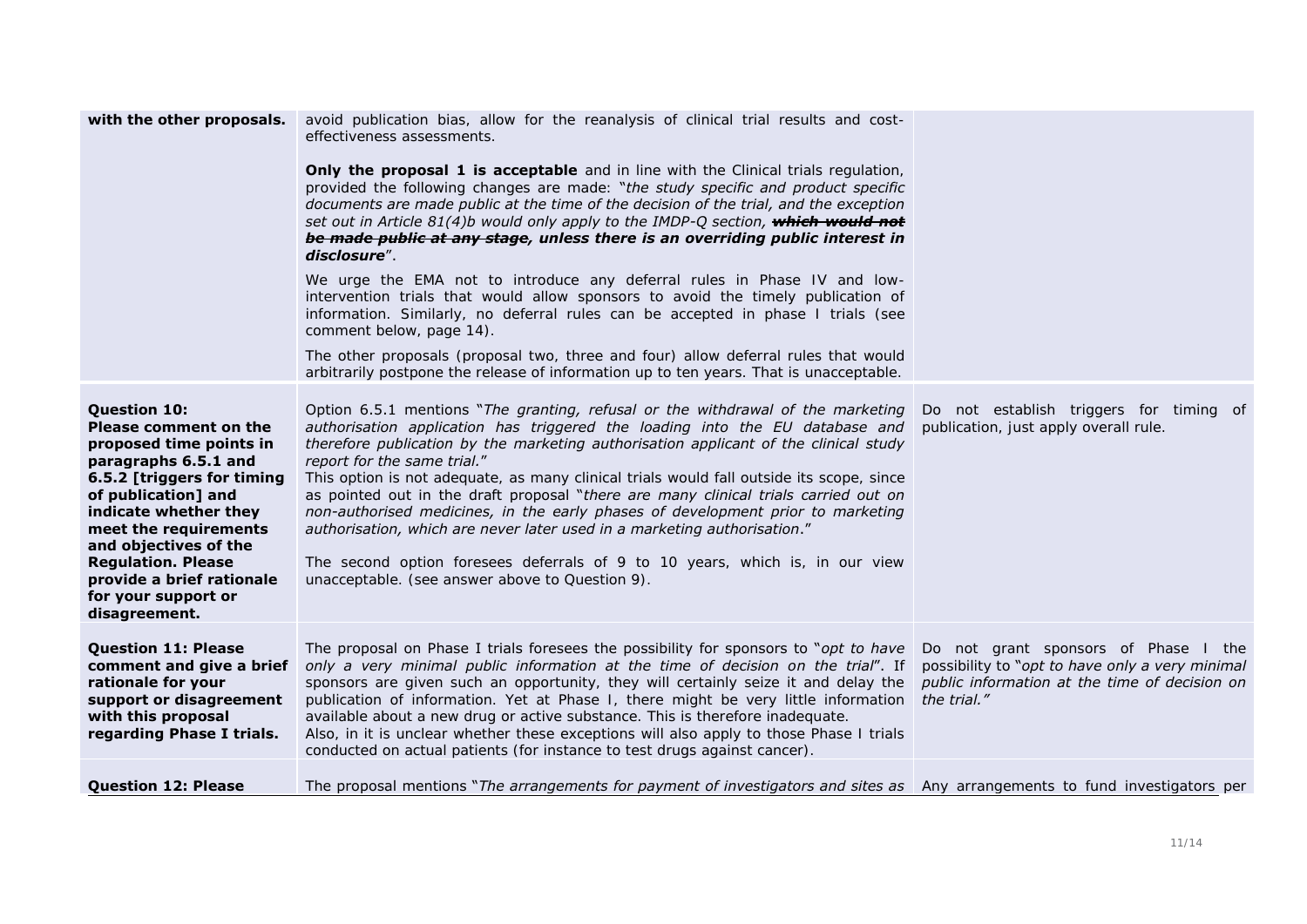| | | |
|---|---|---|
| **with the other proposals.** | avoid publication bias, allow for the reanalysis of clinical trial results and cost-effectiveness assessments.<br><br>**Only the proposal 1 is acceptable** and in line with the Clinical trials regulation, provided the following changes are made: "*the study specific and product specific documents are made public at the time of the decision of the trial, and the exception set out in Article 81(4)b would only apply to the IMDP-Q section,* ***~~which would not be made public at any stage~~*, *unless there is an overriding public interest in disclosure***".<br><br>We urge the EMA not to introduce any deferral rules in Phase IV and low-intervention trials that would allow sponsors to avoid the timely publication of information. Similarly, no deferral rules can be accepted in phase I trials (see comment below, page 14).<br><br>The other proposals (proposal two, three and four) allow deferral rules that would arbitrarily postpone the release of information up to ten years. That is unacceptable. | |
| **Question 10: Please comment on the proposed time points in paragraphs 6.5.1 and 6.5.2 [triggers for timing of publication] and indicate whether they meet the requirements and objectives of the Regulation. Please provide a brief rationale for your support or disagreement.** | Option 6.5.1 mentions "*The granting, refusal or the withdrawal of the marketing authorisation application has triggered the loading into the EU database and therefore publication by the marketing authorisation applicant of the clinical study report for the same trial.*"<br>This option is not adequate, as many clinical trials would fall outside its scope, since as pointed out in the draft proposal "*there are many clinical trials carried out on non-authorised medicines, in the early phases of development prior to marketing authorisation, which are never later used in a marketing authorisation.*"<br><br>The second option foresees deferrals of 9 to 10 years, which is, in our view unacceptable. (see answer above to Question 9). | Do not establish triggers for timing of publication, just apply overall rule. |
| **Question 11: Please comment and give a brief rationale for your support or disagreement with this proposal regarding Phase I trials.** | The proposal on Phase I trials foresees the possibility for sponsors to "*opt to have only a very minimal public information at the time of decision on the trial*". If sponsors are given such an opportunity, they will certainly seize it and delay the publication of information. Yet at Phase I, there might be very little information available about a new drug or active substance. This is therefore inadequate.<br>Also, in it is unclear whether these exceptions will also apply to those Phase I trials conducted on actual patients (for instance to test drugs against cancer). | Do not grant sponsors of Phase I the possibility to "*opt to have only a very minimal public information at the time of decision on the trial.*" |
| **Question 12: Please** | The proposal mentions "*The arrangements for payment of investigators and sites as* | Any arrangements to fund investigators per |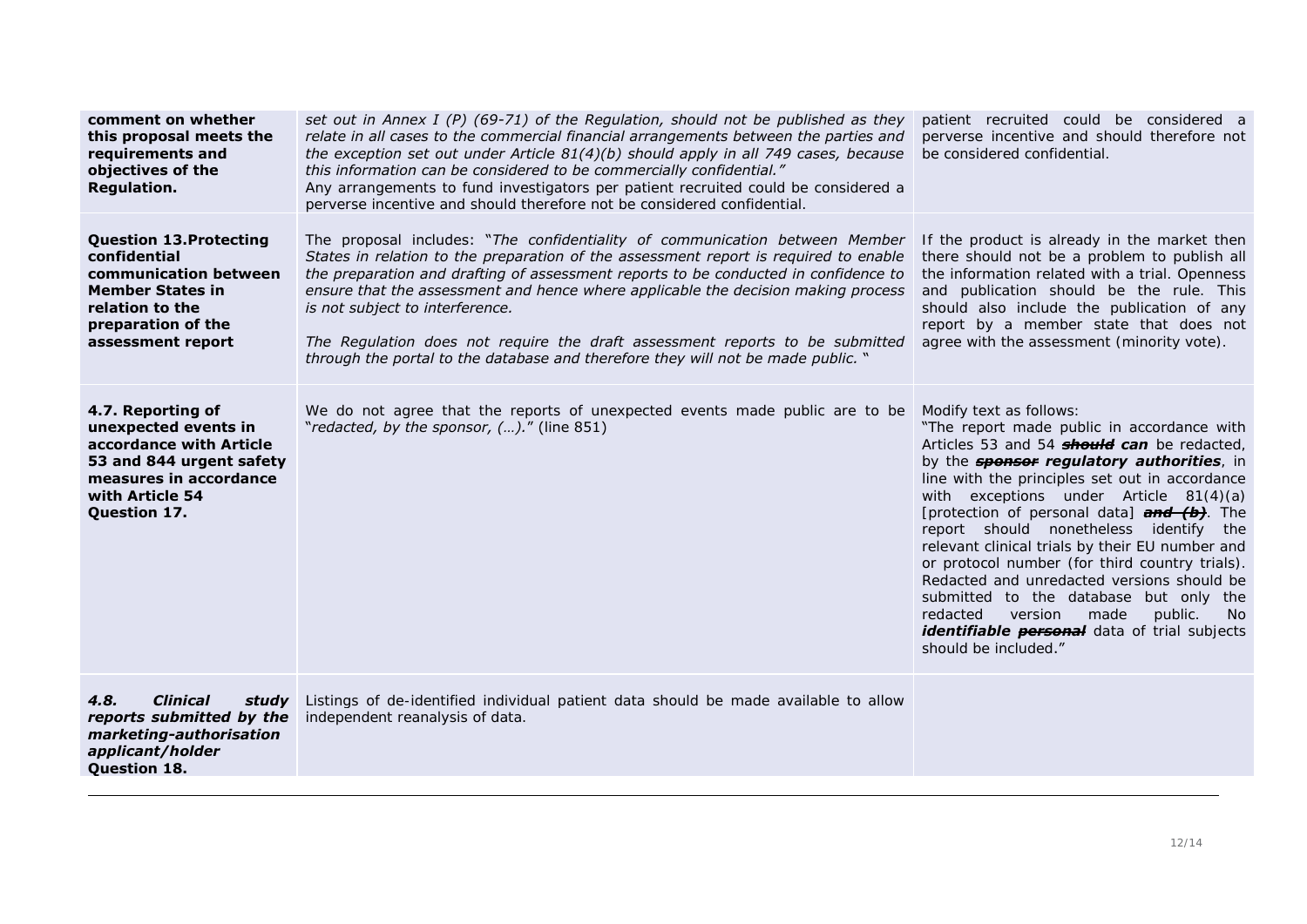| | | |
|---|---|---|
| **comment on whether this proposal meets the requirements and objectives of the Regulation.** | *set out in Annex I (P) (69-71) of the Regulation, should not be published as they relate in all cases to the commercial financial arrangements between the parties and the exception set out under Article 81(4)(b) should apply in all 749 cases, because this information can be considered to be commercially confidential."* Any arrangements to fund investigators per patient recruited could be considered a perverse incentive and should therefore not be considered confidential. | patient recruited could be considered a perverse incentive and should therefore not be considered confidential. |
| **Question 13.Protecting confidential communication between Member States in relation to the preparation of the assessment report** | The proposal includes: "*The confidentiality of communication between Member States in relation to the preparation of the assessment report is required to enable the preparation and drafting of assessment reports to be conducted in confidence to ensure that the assessment and hence where applicable the decision making process is not subject to interference.* *The Regulation does not require the draft assessment reports to be submitted through the portal to the database and therefore they will not be made public.* " | If the product is already in the market then there should not be a problem to publish all the information related with a trial. Openness and publication should be the rule. This should also include the publication of any report by a member state that does not agree with the assessment (minority vote). |
| **4.7. Reporting of unexpected events in accordance with Article 53 and 844 urgent safety measures in accordance with Article 54 Question 17.** | We do not agree that the reports of unexpected events made public are to be "*redacted, by the sponsor, (…).*" (line 851) | Modify text as follows: "The report made public in accordance with Articles 53 and 54 ~~***should***~~ ***can*** be redacted, by the ~~***sponsor***~~ ***regulatory authorities***, in line with the principles set out in accordance with exceptions under Article 81(4)(a) [protection of personal data] ~~***and (b)***~~. The report should nonetheless identify the relevant clinical trials by their EU number and or protocol number (for third country trials). Redacted and unredacted versions should be submitted to the database but only the redacted version made public. No ***identifiable*** ~~***personal***~~ data of trial subjects should be included." |
| ***4.8. Clinical study reports submitted by the marketing-authorisation applicant/holder*** **Question 18.** | Listings of de-identified individual patient data should be made available to allow independent reanalysis of data. | |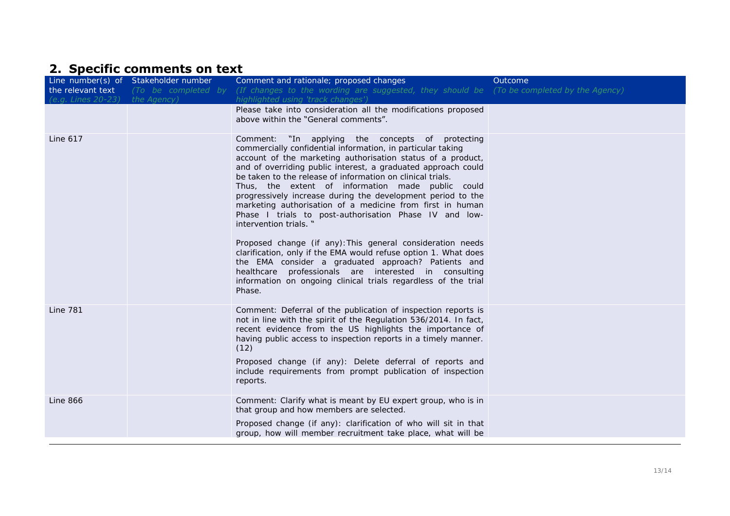## 2. Specific comments on text

| Line number(s) of the relevant text *(e.g. Lines 20-23)* | Stakeholder number *(To be completed by the Agency)* | Comment and rationale; proposed changes *(If changes to the wording are suggested, they should be highlighted using 'track changes')* | Outcome *(To be completed by the Agency)* |
|---|---|---|---|
| | | Please take into consideration all the modifications proposed above within the "General comments". | |
| Line 617 | | Comment: "In applying the concepts of protecting commercially confidential information, in particular taking account of the marketing authorisation status of a product, and of overriding public interest, a graduated approach could be taken to the release of information on clinical trials. Thus, the extent of information made public could progressively increase during the development period to the marketing authorisation of a medicine from first in human Phase I trials to post-authorisation Phase IV and low-intervention trials. "<br><br>Proposed change (if any): This general consideration needs clarification, only if the EMA would refuse option 1. What does the EMA consider a graduated approach? Patients and healthcare professionals are interested in consulting information on ongoing clinical trials regardless of the trial Phase. | |
| Line 781 | | Comment: Deferral of the publication of inspection reports is not in line with the spirit of the Regulation 536/2014. In fact, recent evidence from the US highlights the importance of having public access to inspection reports in a timely manner. (12)<br><br>Proposed change (if any): Delete deferral of reports and include requirements from prompt publication of inspection reports. | |
| Line 866 | | Comment: Clarify what is meant by EU expert group, who is in that group and how members are selected.<br><br>Proposed change (if any): clarification of who will sit in that group, how will member recruitment take place, what will be | |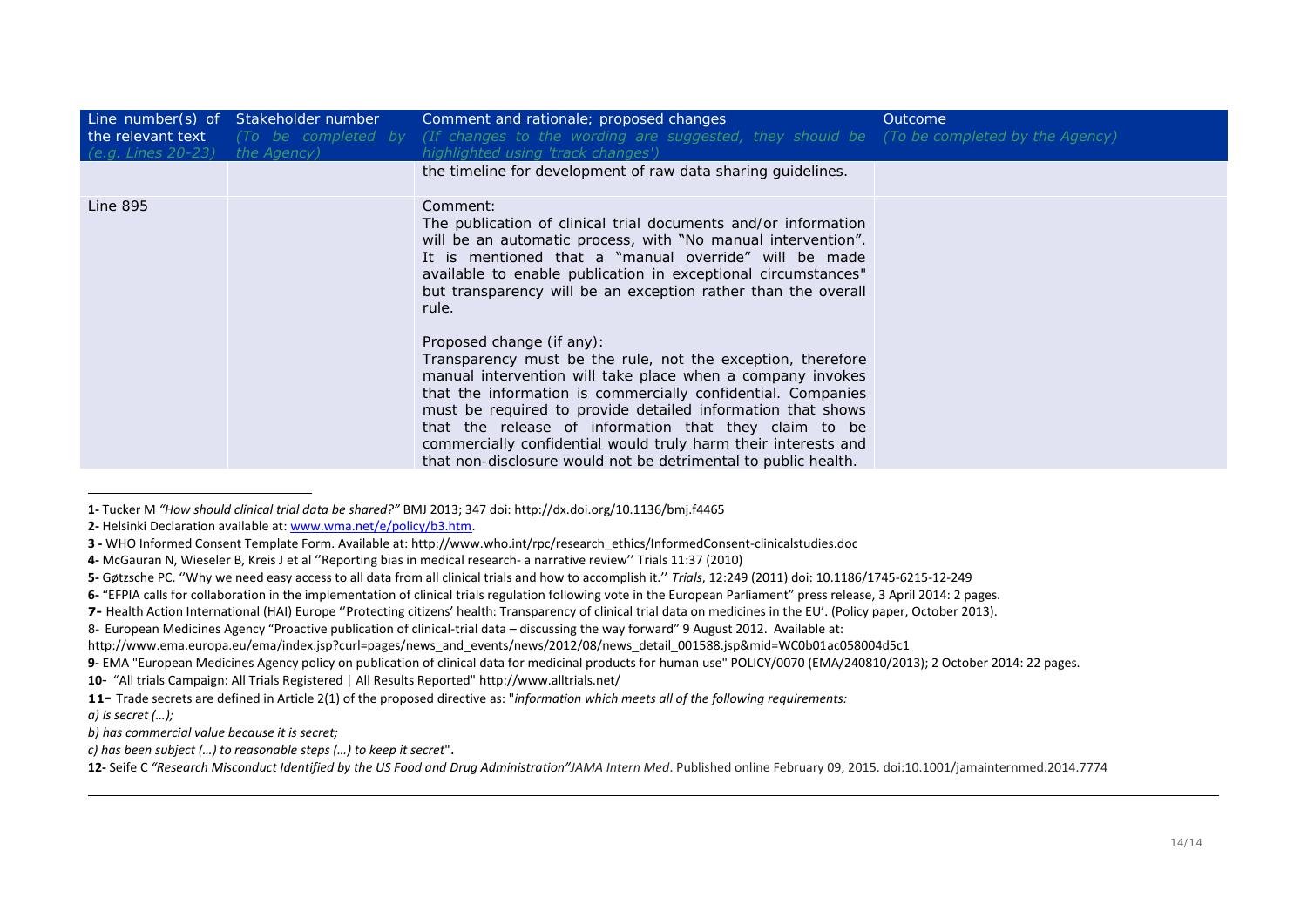| Line number(s) of the relevant text *(e.g. Lines 20-23)* | Stakeholder number *(To be completed by the Agency)* | Comment and rationale; proposed changes *(If changes to the wording are suggested, they should be highlighted using 'track changes')* | Outcome *(To be completed by the Agency)* |
|---|---|---|---|
| | | the timeline for development of raw data sharing guidelines. | |
| Line 895 | | Comment:<br>The publication of clinical trial documents and/or information will be an automatic process, with "No manual intervention". It is mentioned that a "manual override" will be made available to enable publication in exceptional circumstances" but transparency will be an exception rather than the overall rule.<br><br>Proposed change (if any):<br>Transparency must be the rule, not the exception, therefore manual intervention will take place when a company invokes that the information is commercially confidential. Companies must be required to provide detailed information that shows that the release of information that they claim to be commercially confidential would truly harm their interests and that non-disclosure would not be detrimental to public health. | |

**1-** Tucker M *"How should clinical trial data be shared?"* BMJ 2013; 347 doi: http://dx.doi.org/10.1136/bmj.f4465

**2-** Helsinki Declaration available at: www.wma.net/e/policy/b3.htm.

**3 -** WHO Informed Consent Template Form. Available at: http://www.who.int/rpc/research_ethics/InformedConsent-clinicalstudies.doc

**4-** McGauran N, Wieseler B, Kreis J et al ''Reporting bias in medical research- a narrative review'' Trials 11:37 (2010)

**5-** Gøtzsche PC. ''Why we need easy access to all data from all clinical trials and how to accomplish it.'' *Trials*, 12:249 (2011) doi: 10.1186/1745-6215-12-249

**6-** "EFPIA calls for collaboration in the implementation of clinical trials regulation following vote in the European Parliament" press release, 3 April 2014: 2 pages.

**7-** Health Action International (HAI) Europe ''Protecting citizens' health: Transparency of clinical trial data on medicines in the EU'. (Policy paper, October 2013).

8- European Medicines Agency "Proactive publication of clinical-trial data – discussing the way forward" 9 August 2012. Available at:
http://www.ema.europa.eu/ema/index.jsp?curl=pages/news_and_events/news/2012/08/news_detail_001588.jsp&mid=WC0b01ac058004d5c1

**9-** EMA "European Medicines Agency policy on publication of clinical data for medicinal products for human use" POLICY/0070 (EMA/240810/2013); 2 October 2014: 22 pages.

**10**- "All trials Campaign: All Trials Registered | All Results Reported" http://www.alltrials.net/

**11-** Trade secrets are defined in Article 2(1) of the proposed directive as: "*information which meets all of the following requirements:*

*a) is secret (…);*

*b) has commercial value because it is secret;*

*c) has been subject (…) to reasonable steps (…) to keep it secret*".

**12-** Seife C *"Research Misconduct Identified by the US Food and Drug Administration"JAMA Intern Med*. Published online February 09, 2015. doi:10.1001/jamainternmed.2014.7774